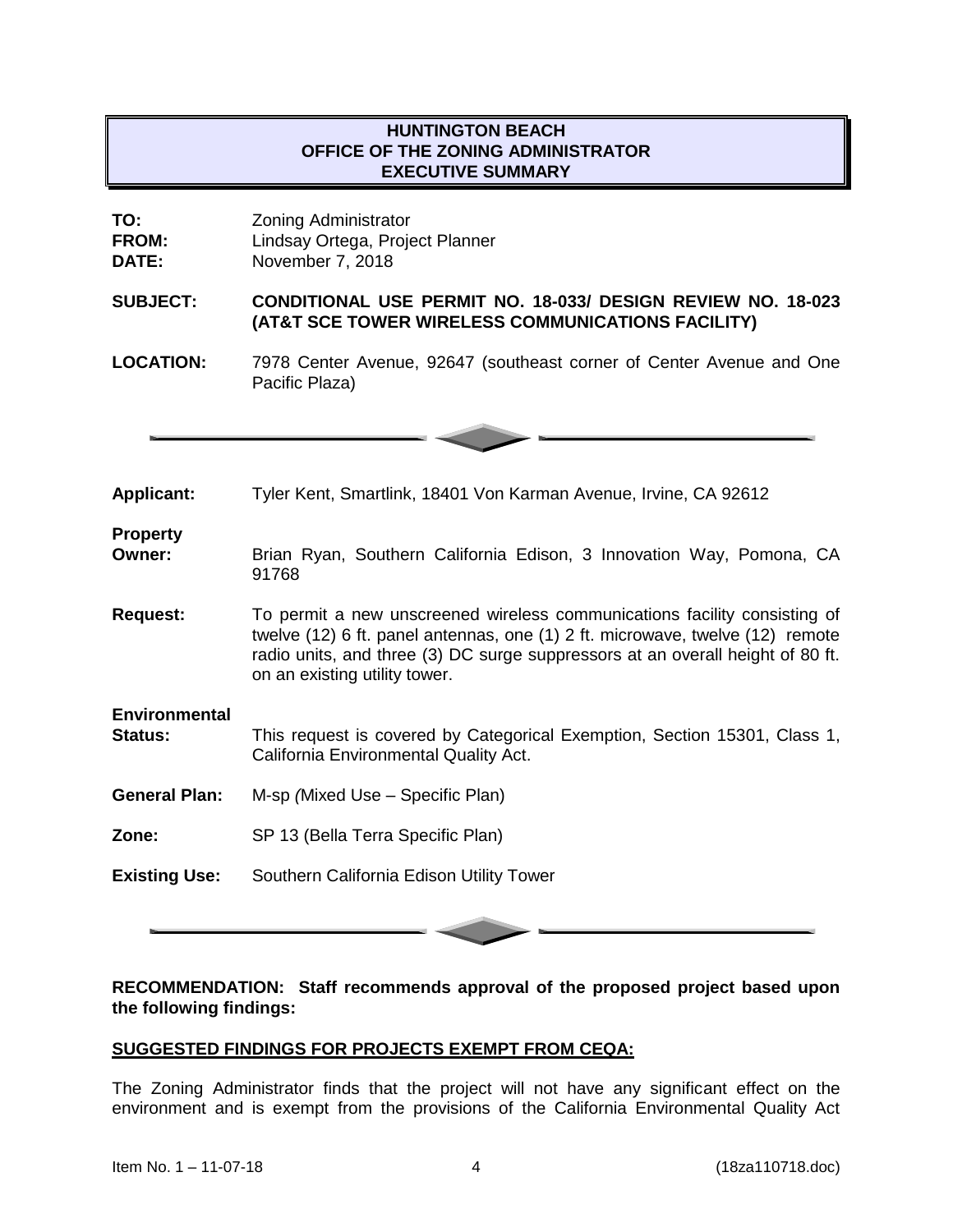# HUNTINGTON BEACH
# OFFICE OF THE ZONING ADMINISTRATOR
# EXECUTIVE SUMMARY

**TO:** Zoning Administrator
**FROM:** Lindsay Ortega, Project Planner
**DATE:** November 7, 2018

**SUBJECT:** **CONDITIONAL USE PERMIT NO. 18-033/ DESIGN REVIEW NO. 18-023 (AT&T SCE TOWER WIRELESS COMMUNICATIONS FACILITY)**

**LOCATION:** 7978 Center Avenue, 92647 (southeast corner of Center Avenue and One Pacific Plaza)

---

**Applicant:** Tyler Kent, Smartlink, 18401 Von Karman Avenue, Irvine, CA 92612

**Property Owner:** Brian Ryan, Southern California Edison, 3 Innovation Way, Pomona, CA 91768

**Request:** To permit a new unscreened wireless communications facility consisting of twelve (12) 6 ft. panel antennas, one (1) 2 ft. microwave, twelve (12) remote radio units, and three (3) DC surge suppressors at an overall height of 80 ft. on an existing utility tower.

**Environmental Status:** This request is covered by Categorical Exemption, Section 15301, Class 1, California Environmental Quality Act.

**General Plan:** M-sp (Mixed Use – Specific Plan)

**Zone:** SP 13 (Bella Terra Specific Plan)

**Existing Use:** Southern California Edison Utility Tower

---

**RECOMMENDATION: Staff recommends approval of the proposed project based upon the following findings:**

**SUGGESTED FINDINGS FOR PROJECTS EXEMPT FROM CEQA:**

The Zoning Administrator finds that the project will not have any significant effect on the environment and is exempt from the provisions of the California Environmental Quality Act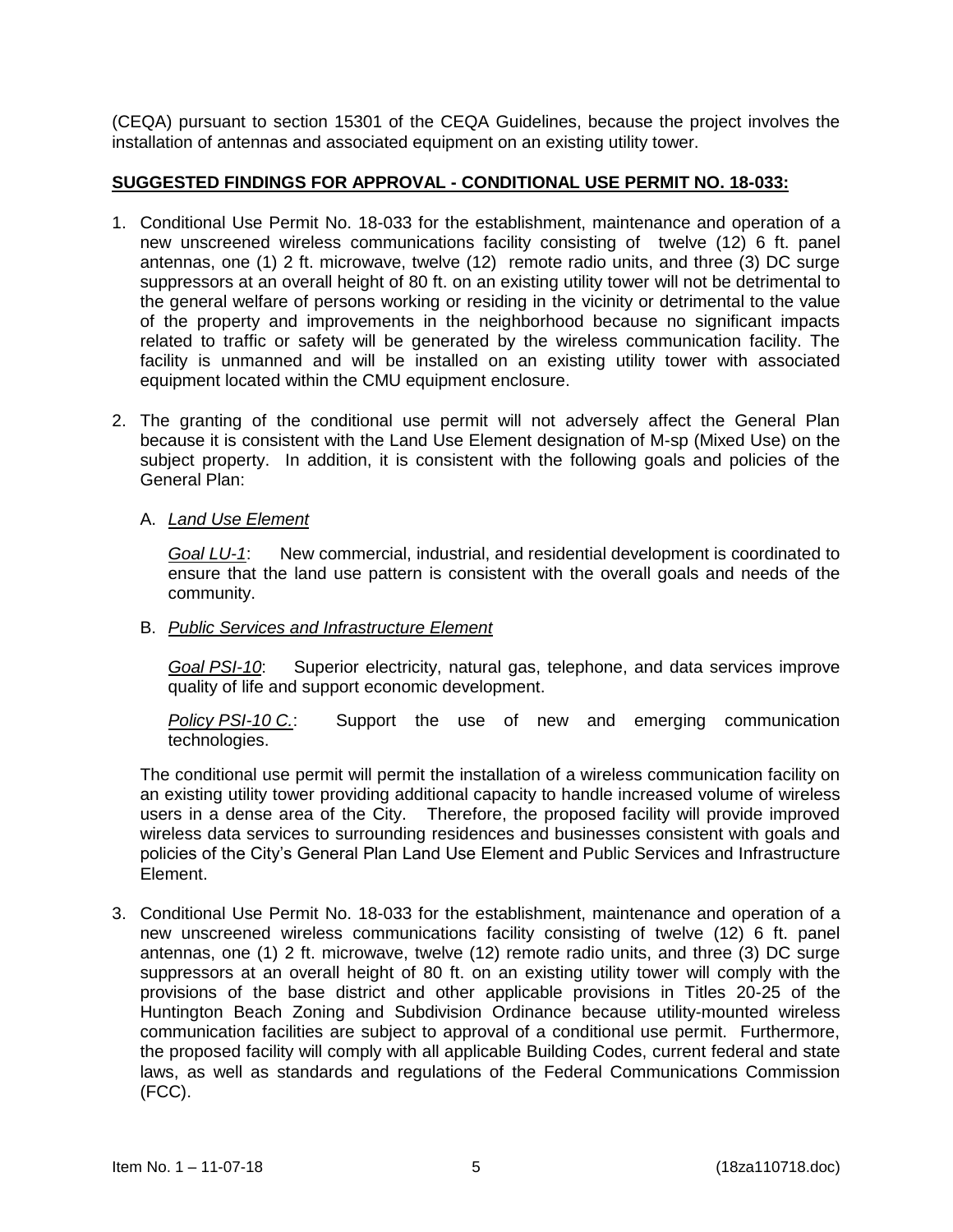(CEQA) pursuant to section 15301 of the CEQA Guidelines, because the project involves the installation of antennas and associated equipment on an existing utility tower.

**SUGGESTED FINDINGS FOR APPROVAL - CONDITIONAL USE PERMIT NO. 18-033:**

1. Conditional Use Permit No. 18-033 for the establishment, maintenance and operation of a new unscreened wireless communications facility consisting of twelve (12) 6 ft. panel antennas, one (1) 2 ft. microwave, twelve (12) remote radio units, and three (3) DC surge suppressors at an overall height of 80 ft. on an existing utility tower will not be detrimental to the general welfare of persons working or residing in the vicinity or detrimental to the value of the property and improvements in the neighborhood because no significant impacts related to traffic or safety will be generated by the wireless communication facility. The facility is unmanned and will be installed on an existing utility tower with associated equipment located within the CMU equipment enclosure.

2. The granting of the conditional use permit will not adversely affect the General Plan because it is consistent with the Land Use Element designation of M-sp (Mixed Use) on the subject property. In addition, it is consistent with the following goals and policies of the General Plan:

   A. *Land Use Element*

      *Goal LU-1*: New commercial, industrial, and residential development is coordinated to ensure that the land use pattern is consistent with the overall goals and needs of the community.

   B. *Public Services and Infrastructure Element*

      *Goal PSI-10*: Superior electricity, natural gas, telephone, and data services improve quality of life and support economic development.

      *Policy PSI-10 C.*: Support the use of new and emerging communication technologies.

   The conditional use permit will permit the installation of a wireless communication facility on an existing utility tower providing additional capacity to handle increased volume of wireless users in a dense area of the City. Therefore, the proposed facility will provide improved wireless data services to surrounding residences and businesses consistent with goals and policies of the City's General Plan Land Use Element and Public Services and Infrastructure Element.

3. Conditional Use Permit No. 18-033 for the establishment, maintenance and operation of a new unscreened wireless communications facility consisting of twelve (12) 6 ft. panel antennas, one (1) 2 ft. microwave, twelve (12) remote radio units, and three (3) DC surge suppressors at an overall height of 80 ft. on an existing utility tower will comply with the provisions of the base district and other applicable provisions in Titles 20-25 of the Huntington Beach Zoning and Subdivision Ordinance because utility-mounted wireless communication facilities are subject to approval of a conditional use permit. Furthermore, the proposed facility will comply with all applicable Building Codes, current federal and state laws, as well as standards and regulations of the Federal Communications Commission (FCC).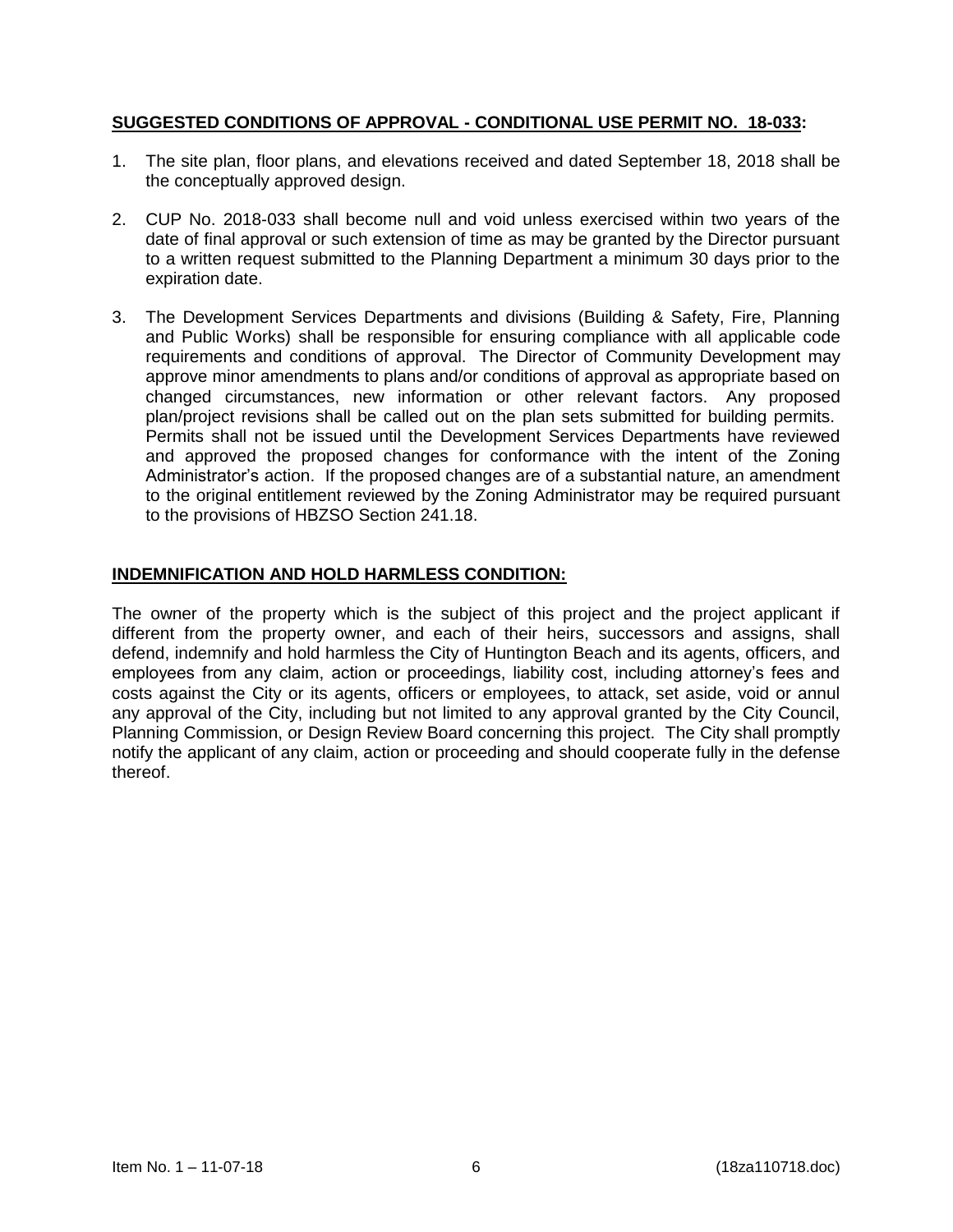**SUGGESTED CONDITIONS OF APPROVAL - CONDITIONAL USE PERMIT NO. 18-033:**

1. The site plan, floor plans, and elevations received and dated September 18, 2018 shall be the conceptually approved design.

2. CUP No. 2018-033 shall become null and void unless exercised within two years of the date of final approval or such extension of time as may be granted by the Director pursuant to a written request submitted to the Planning Department a minimum 30 days prior to the expiration date.

3. The Development Services Departments and divisions (Building & Safety, Fire, Planning and Public Works) shall be responsible for ensuring compliance with all applicable code requirements and conditions of approval. The Director of Community Development may approve minor amendments to plans and/or conditions of approval as appropriate based on changed circumstances, new information or other relevant factors. Any proposed plan/project revisions shall be called out on the plan sets submitted for building permits. Permits shall not be issued until the Development Services Departments have reviewed and approved the proposed changes for conformance with the intent of the Zoning Administrator's action. If the proposed changes are of a substantial nature, an amendment to the original entitlement reviewed by the Zoning Administrator may be required pursuant to the provisions of HBZSO Section 241.18.

**INDEMNIFICATION AND HOLD HARMLESS CONDITION:**

The owner of the property which is the subject of this project and the project applicant if different from the property owner, and each of their heirs, successors and assigns, shall defend, indemnify and hold harmless the City of Huntington Beach and its agents, officers, and employees from any claim, action or proceedings, liability cost, including attorney's fees and costs against the City or its agents, officers or employees, to attack, set aside, void or annul any approval of the City, including but not limited to any approval granted by the City Council, Planning Commission, or Design Review Board concerning this project. The City shall promptly notify the applicant of any claim, action or proceeding and should cooperate fully in the defense thereof.